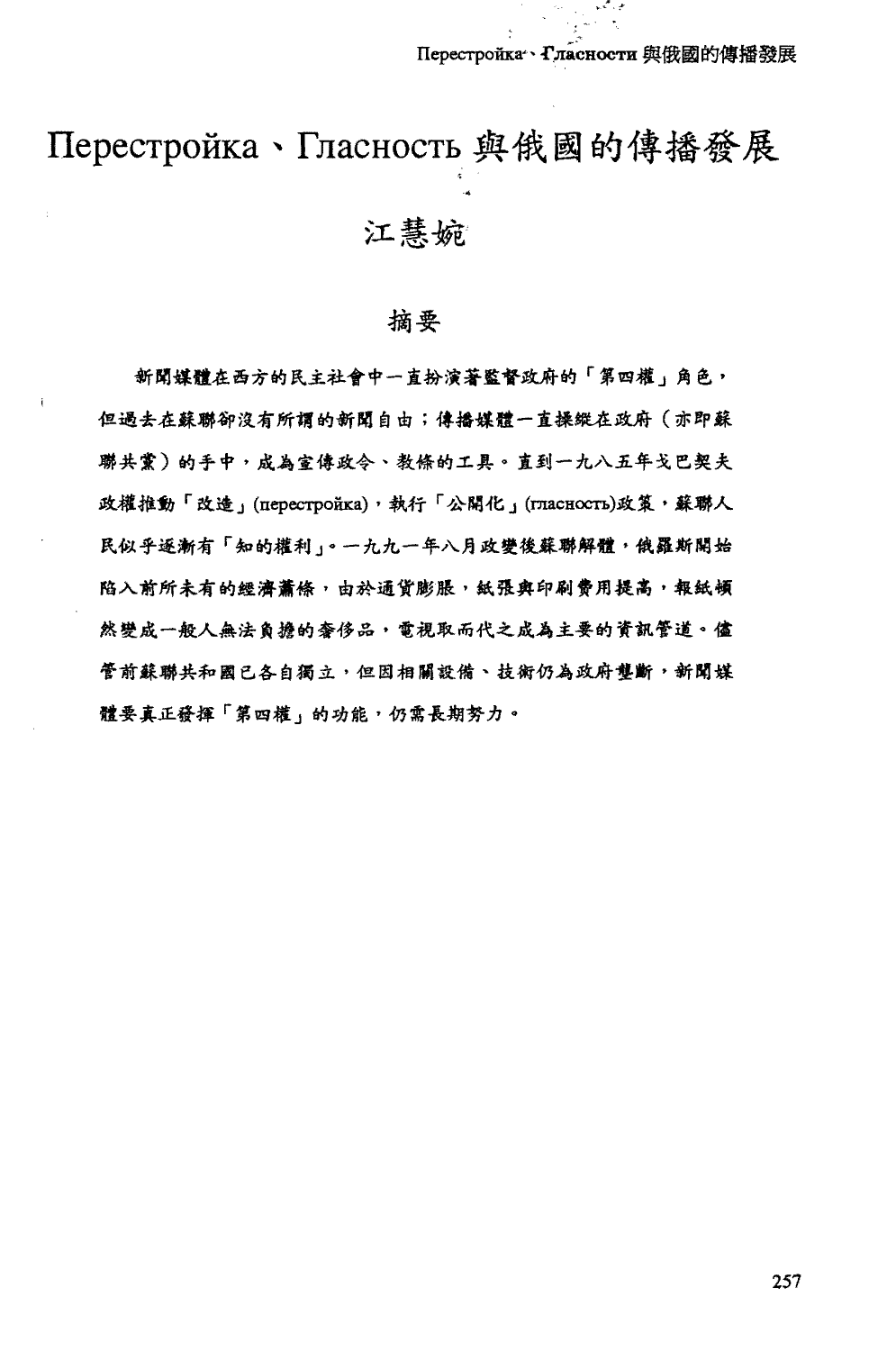# Перестройка、Гласность與俄國的傳播發展

## 江慧婉

### 摘要

新聞媒體在西方的民主社會中一直扮演著監督政府的「第四權」角色，但過去在蘇聯卻沒有所謂的新聞自由；傳播媒體一直操縱在政府（亦即蘇聯共黨）的手中，成為宣傳政令、教條的工具。直到一九八五年戈巴契夫政權推動「改造」(перестройка)，執行「公開化」(гласность)政策，蘇聯人民似乎逐漸有「知的權利」。一九九一年八月政變後蘇聯解體，俄羅斯開始陷入前所未有的經濟蕭條，由於通貨膨脹，紙張與印刷費用提高，報紙頓然變成一般人無法負擔的奢侈品，電視取而代之成為主要的資訊管道。儘管前蘇聯共和國已各自獨立，但因相關設備、技術仍為政府壟斷，新聞媒體要真正發揮「第四權」的功能，仍需長期努力。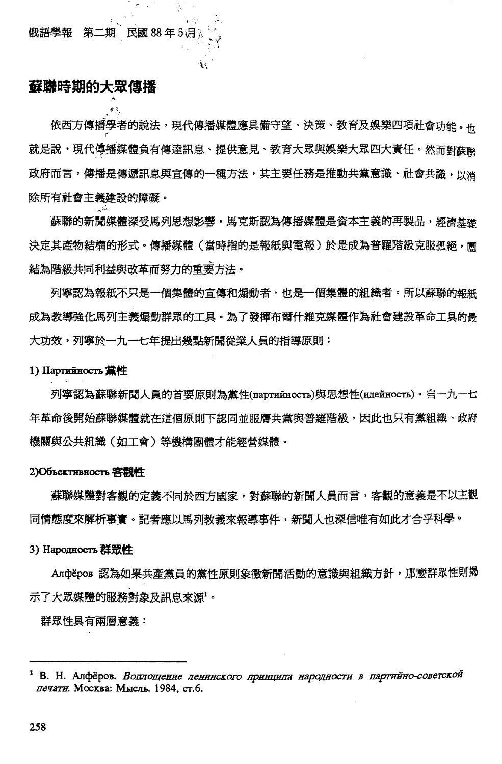## 蘇聯時期的大眾傳播

依西方傳播學者的說法，現代傳播媒體應具備守望、決策、教育及娛樂四項社會功能。也就是說，現代傳播媒體負有傳達訊息、提供意見、教育大眾與娛樂大眾四大責任。然而對蘇聯政府而言，傳播是傳遞訊息與宣傳的一種方法，其主要任務是推動共黨意識、社會共識，以消除所有社會主義建設的障礙。

蘇聯的新聞媒體深受馬列思想影響，馬克斯認為傳播媒體是資本主義的再製品，經濟基礎決定其產物結構的形式。傳播媒體（當時指的是報紙與電報）於是成為普羅階級克服孤絕，團結為階級共同利益與改革而努力的重要方法。

列寧認為報紙不只是一個集體的宣傳和煽動者，也是一個集體的組織者。所以蘇聯的報紙成為教導強化馬列主義煽動群眾的工具。為了發揮布爾什維克媒體作為社會建設革命工具的最大功效，列寧於一九一七年提出幾點新聞從業人員的指導原則：

**1) Партийность 黨性**

列寧認為蘇聯新聞人員的首要原則為黨性(партийность)與思想性(идейность)。自一九一七年革命後開始蘇聯媒體就在這個原則下認同並服膺共黨與普羅階級，因此也只有黨組織、政府機關與公共組織（如工會）等機構團體才能經營媒體。

**2)Объективность 客觀性**

蘇聯媒體對客觀的定義不同於西方國家，對蘇聯的新聞人員而言，客觀的意義是不以主觀同情態度來解析事實。記者應以馬列教義來報導事件，新聞人也深信唯有如此才合乎科學。

**3) Народность 群眾性**

Алфёров 認為如果共產黨員的黨性原則象徵新聞活動的意識與組織方針，那麼群眾性則揭示了大眾媒體的服務對象及訊息來源[1]。

群眾性具有兩層意義：

---

[1] В. Н. Алфёров. *Воплощение ленинского принципа народности в партийно-советской печати.* Москва: Мысль. 1984, ст.6.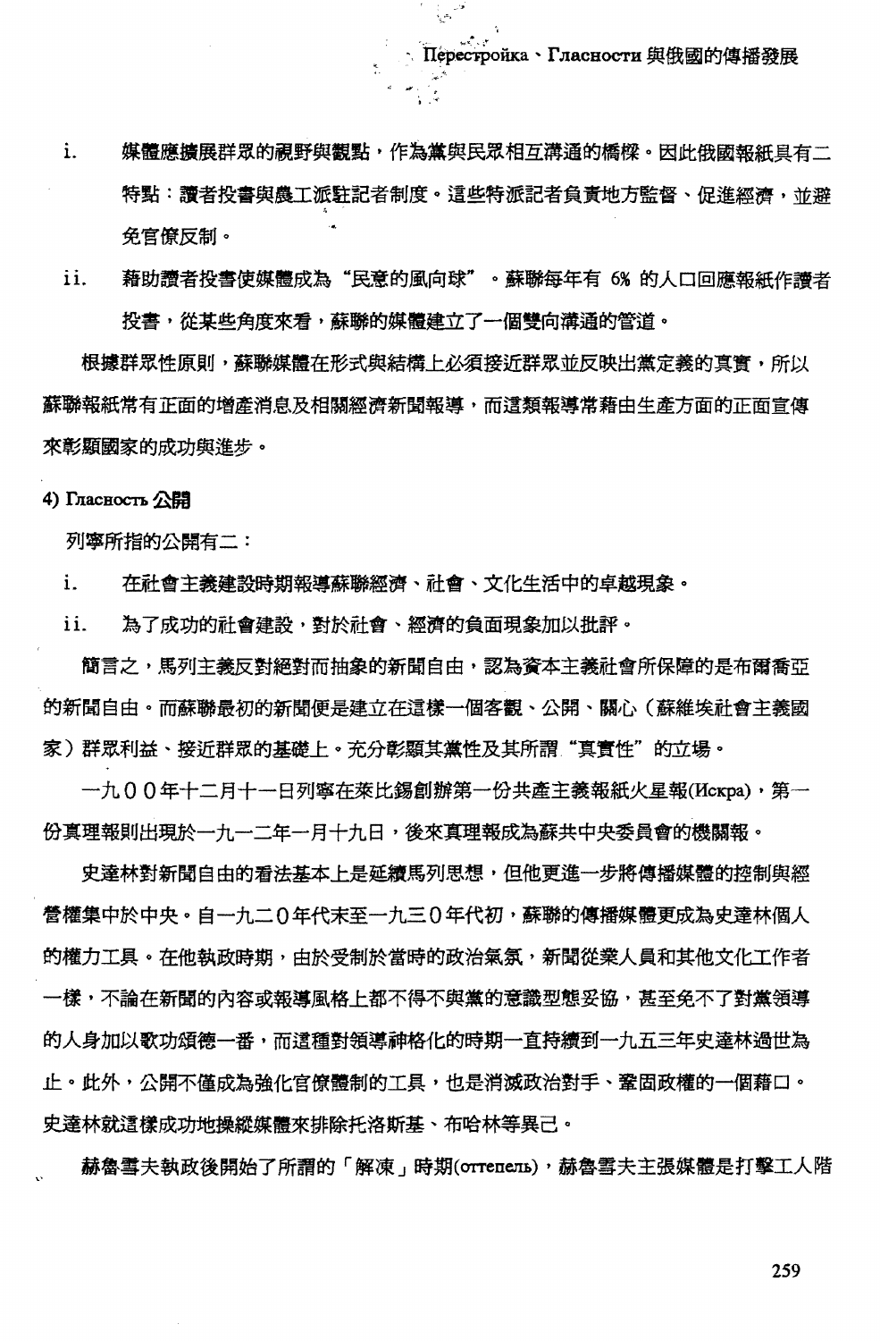i. 媒體應擴展群眾的視野與觀點，作為黨與民眾相互溝通的橋樑。因此俄國報紙具有二特點：讀者投書與農工派駐記者制度。這些特派記者負責地方監督、促進經濟，並避免官僚反制。

ii. 藉助讀者投書使媒體成為“民意的風向球”。蘇聯每年有 6% 的人口回應報紙作讀者投書，從某些角度來看，蘇聯的媒體建立了一個雙向溝通的管道。

根據群眾性原則，蘇聯媒體在形式與結構上必須接近群眾並反映出黨定義的真實，所以蘇聯報紙常有正面的增產消息及相關經濟新聞報導，而這類報導常藉由生產方面的正面宣傳來彰顯國家的成功與進步。

**4) Гласность 公開**

列寧所指的公開有二：

i. 在社會主義建設時期報導蘇聯經濟、社會、文化生活中的卓越現象。

ii. 為了成功的社會建設，對於社會、經濟的負面現象加以批評。

簡言之，馬列主義反對絕對而抽象的新聞自由，認為資本主義社會所保障的是布爾喬亞的新聞自由。而蘇聯最初的新聞便是建立在這樣一個客觀、公開、關心（蘇維埃社會主義國家）群眾利益、接近群眾的基礎上。充分彰顯其黨性及其所謂“真實性”的立場。

一九００年十二月十一日列寧在萊比錫創辦第一份共產主義報紙火星報(Искра)，第一份真理報則出現於一九一二年一月十九日，後來真理報成為蘇共中央委員會的機關報。

史達林對新聞自由的看法基本上是延續馬列思想，但他更進一步將傳播媒體的控制與經營權集中於中央。自一九二０年代末至一九三０年代初，蘇聯的傳播媒體更成為史達林個人的權力工具。在他執政時期，由於受制於當時的政治氣氛，新聞從業人員和其他文化工作者一樣，不論在新聞的內容或報導風格上都不得不與黨的意識型態妥協，甚至免不了對黨領導的人身加以歌功頌德一番，而這種對領導神格化的時期一直持續到一九五三年史達林過世為止。此外，公開不僅成為強化官僚體制的工具，也是消滅政治對手、鞏固政權的一個藉口。史達林就這樣成功地操縱媒體來排除托洛斯基、布哈林等異己。

赫魯雪夫執政後開始了所謂的「解凍」時期(оттепель)，赫魯雪夫主張媒體是打擊工人階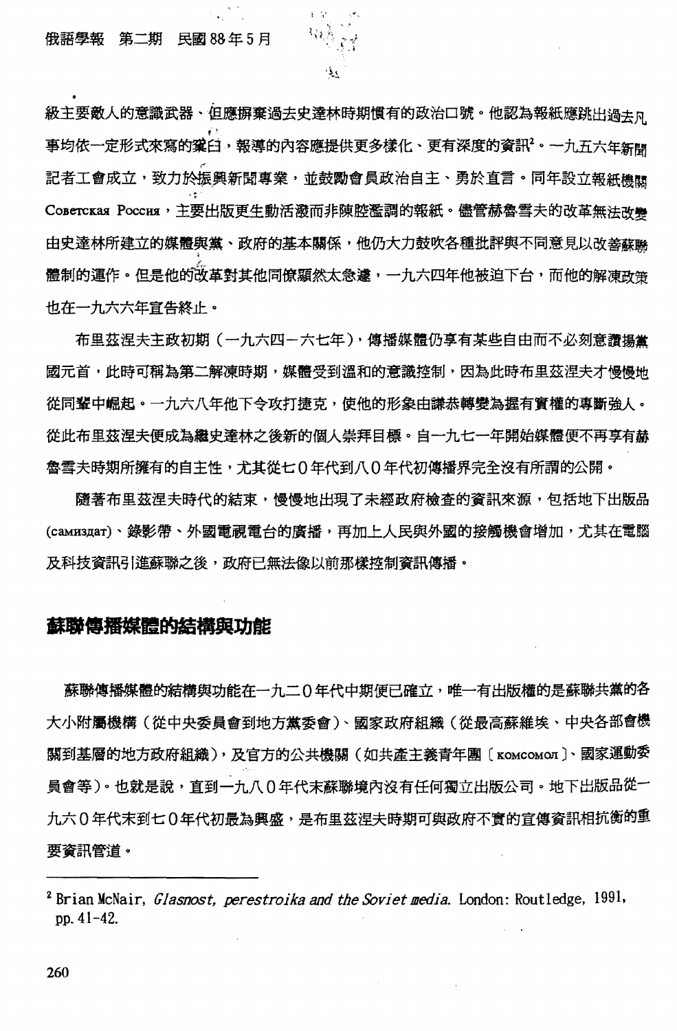級主要敵人的意識武器、但應摒棄過去史達林時期慣有的政治口號。他認為報紙應跳出過去凡事均依一定形式來寫的窠臼，報導的內容應提供更多樣化、更有深度的資訊[2]。一九五六年新聞記者工會成立，致力於振興新聞專業，並鼓勵會員政治自主、勇於直言。同年設立報紙機關 Советская Россия，主要出版更生動活潑而非陳腔濫調的報紙。儘管赫魯雪夫的改革無法改變由史達林所建立的媒體與黨、政府的基本關係，他仍大力鼓吹各種批評與不同意見以改善蘇聯體制的運作。但是他的改革對其他同僚顯然太急遽，一九六四年他被迫下台，而他的解凍政策也在一九六六年宣告終止。

布里茲涅夫主政初期（一九六四－六七年），傳播媒體仍享有某些自由而不必刻意讚揚黨國元首，此時可稱為第二解凍時期，媒體受到溫和的意識控制，因為此時布里茲涅夫才慢慢地從同輩中崛起。一九六八年他下令攻打捷克，使他的形象由謙恭轉變為握有實權的專斷強人。從此布里茲涅夫便成為繼史達林之後新的個人崇拜目標。自一九七一年開始媒體便不再享有赫魯雪夫時期所擁有的自主性，尤其從七０年代到八０年代初傳播界完全沒有所謂的公開。

隨著布里茲涅夫時代的結束，慢慢地出現了未經政府檢查的資訊來源，包括地下出版品(самиздат)、錄影帶、外國電視電台的廣播，再加上人民與外國的接觸機會增加，尤其在電腦及科技資訊引進蘇聯之後，政府已無法像以前那樣控制資訊傳播。

## 蘇聯傳播媒體的結構與功能

蘇聯傳播媒體的結構與功能在一九二０年代中期便已確立，唯一有出版權的是蘇聯共黨的各大小附屬機構（從中央委員會到地方黨委會）、國家政府組織（從最高蘇維埃、中央各部會機關到基層的地方政府組織），及官方的公共機關（如共產主義青年團〔комсомол〕、國家運動委員會等）。也就是說，直到一九八０年代末蘇聯境內沒有任何獨立出版公司。地下出版品從一九六０年代末到七０年代初最為興盛，是布里茲涅夫時期可與政府不實的宣傳資訊相抗衡的重要資訊管道。

---

[2] Brian McNair, *Glasnost, perestroika and the Soviet media*. London: Routledge, 1991, pp. 41-42.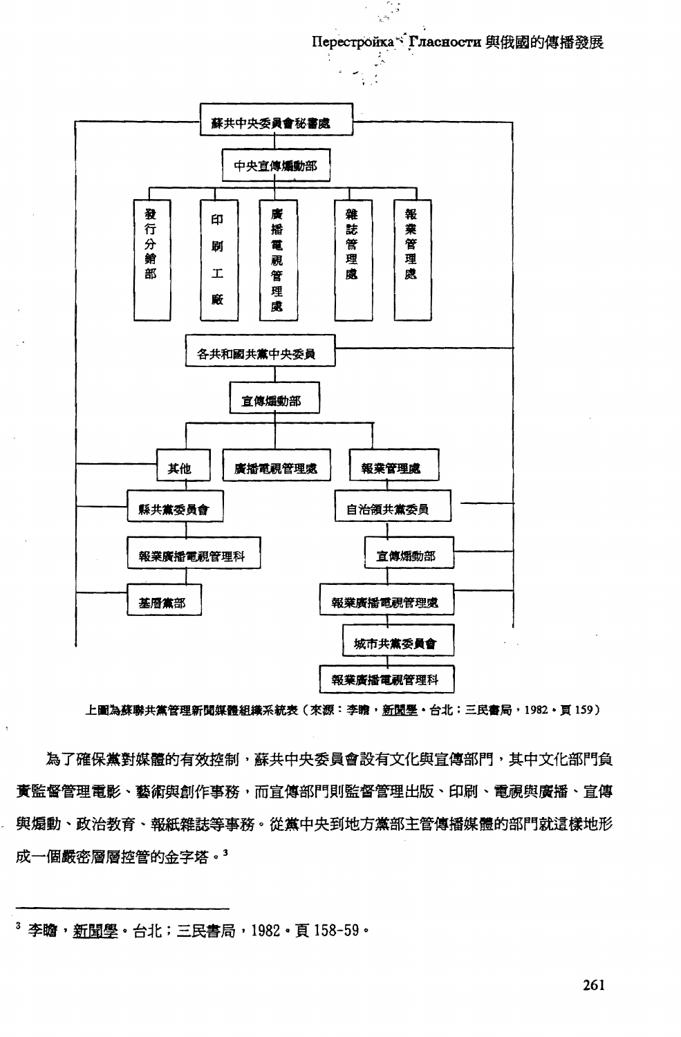- 蘇共中央委員會秘書處
  - 中央宣傳煽動部
    - 發行分銷部
    - 印刷工廠
    - 廣播電視管理處
    - 雜誌管理處
    - 報業管理處
  - 各共和國共黨中央委員
    - 宣傳煽動部
      - 其他
      - 廣播電視管理處
      - 報業管理處
    - 縣共黨委員會
      - 報業廣播電視管理科
      - 基層黨部
    - 自治領共黨委員
      - 宣傳煽動部
      - 報業廣播電視管理處
      - 城市共黨委員會
        - 報業廣播電視管理科

上圖為蘇聯共黨管理新聞媒體組織系統表（來源：李瞻，新聞學。台北：三民書局，1982。頁 159）

為了確保黨對媒體的有效控制，蘇共中央委員會設有文化與宣傳部門，其中文化部門負責監督管理電影、藝術與創作事務，而宣傳部門則監督管理出版、印刷、電視與廣播、宣傳與煽動、政治教育、報紙雜誌等事務。從黨中央到地方黨部主管傳播媒體的部門就這樣地形成一個嚴密層層控管的金字塔。[3]

---

[3] 李瞻，新聞學。台北；三民書局，1982。頁 158-59。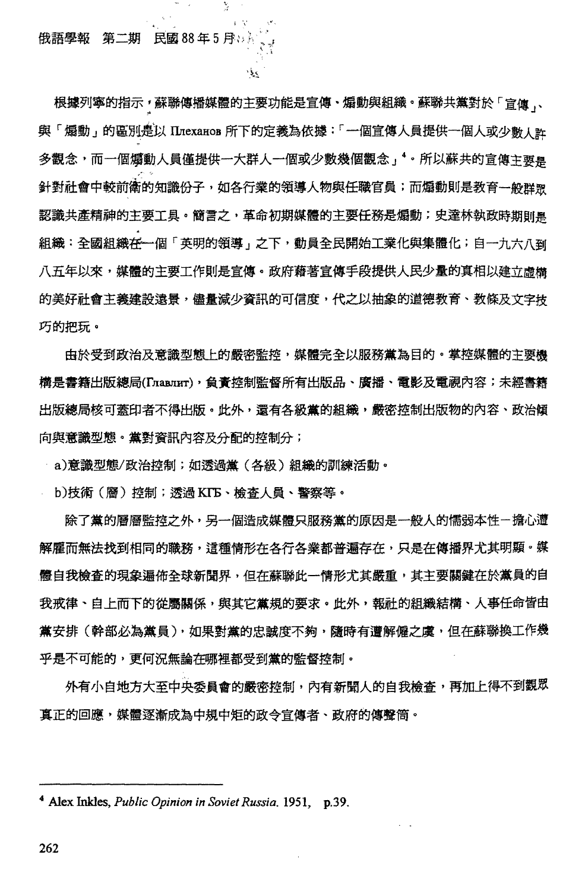根據列寧的指示，蘇聯傳播媒體的主要功能是宣傳、煽動與組織。蘇聯共黨對於「宣傳」、與「煽動」的區別是以 Плеханов 所下的定義為依據：「一個宣傳人員提供一個人或少數人許多觀念，而一個煽動人員僅提供一大群人一個或少數幾個觀念」[4]。所以蘇共的宣傳主要是針對社會中較前衛的知識份子，如各行業的領導人物與任職官員；而煽動則是教育一般群眾認識共產精神的主要工具。簡言之，革命初期媒體的主要任務是煽動；史達林執政時期則是組織：全國組織在一個「英明的領導」之下，動員全民開始工業化與集體化；自一九六八到八五年以來，媒體的主要工作則是宣傳。政府藉著宣傳手段提供人民少量的真相以建立虛構的美好社會主義建設遠景，儘量減少資訊的可信度，代之以抽象的道德教育、教條及文字技巧的把玩。

由於受到政治及意識型態上的嚴密監控，媒體完全以服務黨為目的。掌控媒體的主要機構是書籍出版總局(Главлит)，負責控制監督所有出版品、廣播、電影及電視內容；未經書籍出版總局核可蓋印者不得出版。此外，還有各級黨的組織，嚴密控制出版物的內容、政治傾向與意識型態。黨對資訊內容及分配的控制分；

a)意識型態/政治控制；如透過黨（各級）組織的訓練活動。

b)技術（層）控制；透過 КГБ、檢查人員、警察等。

除了黨的層層監控之外，另一個造成媒體只服務黨的原因是一般人的懦弱本性－擔心遭解雇而無法找到相同的職務，這種情形在各行各業都普遍存在，只是在傳播界尤其明顯。媒體自我檢查的現象遍佈全球新聞界，但在蘇聯此一情形尤其嚴重，其主要關鍵在於黨員的自我戒律、自上而下的從屬關係，與其它黨規的要求。此外，報社的組織結構、人事任命皆由黨安排（幹部必為黨員），如果對黨的忠誠度不夠，隨時有遭解僱之虞，但在蘇聯換工作幾乎是不可能的，更何況無論在哪裡都受到黨的監督控制。

外有小自地方大至中央委員會的嚴密控制，內有新聞人的自我檢查，再加上得不到觀眾真正的回應，媒體逐漸成為中規中矩的政令宣傳者、政府的傳聲筒。

---

[4] Alex Inkles, *Public Opinion in Soviet Russia*. 1951, p.39.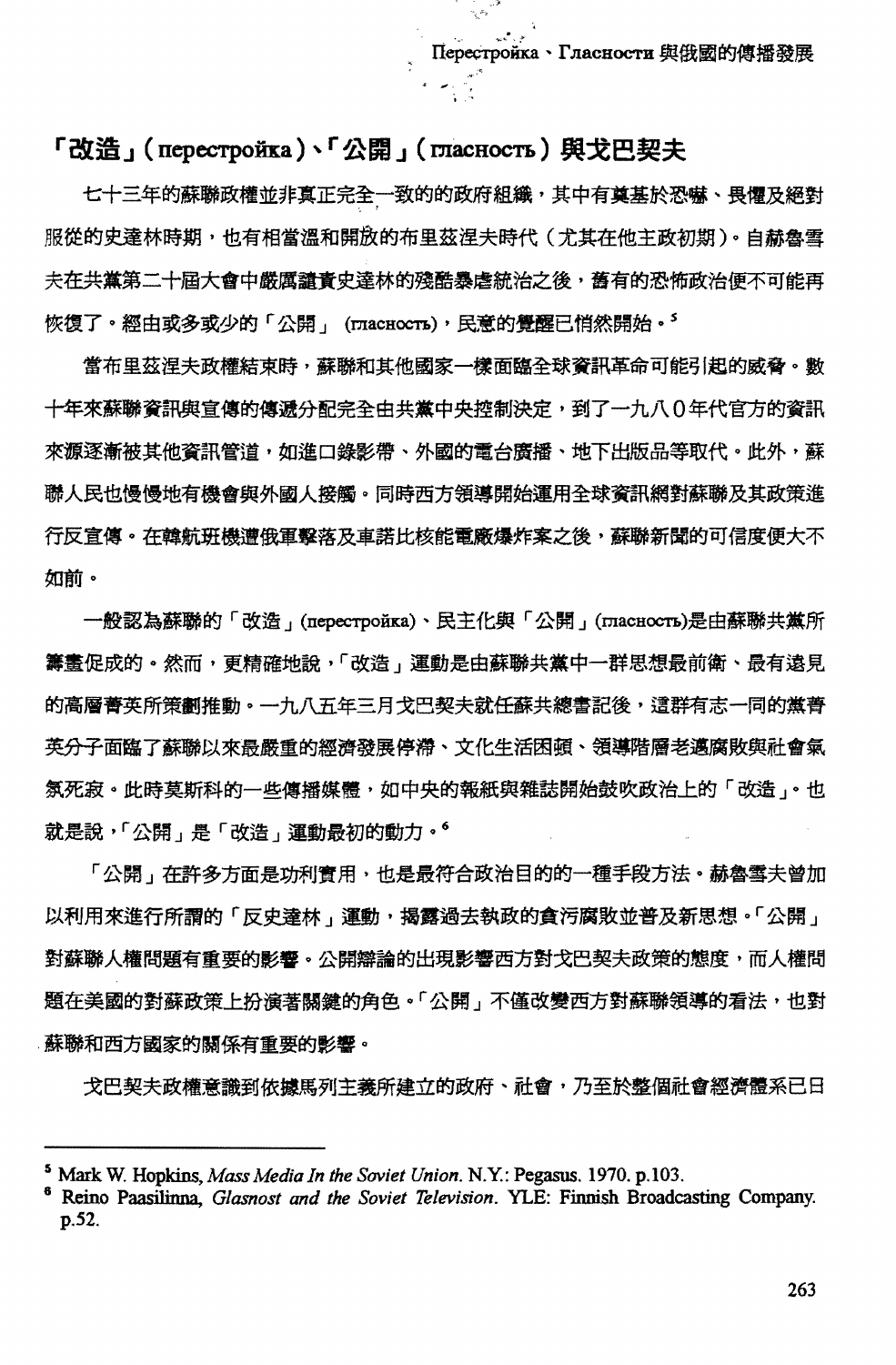## 「改造」(перестройка)、「公開」(гласность)與戈巴契夫

七十三年的蘇聯政權並非真正完全一致的的政府組織，其中有奠基於恐嚇、畏懼及絕對服從的史達林時期，也有相當溫和開放的布里茲涅夫時代（尤其在他主政初期）。自赫魯雪夫在共黨第二十屆大會中嚴厲譴責史達林的殘酷暴虐統治之後，舊有的恐怖政治便不可能再恢復了。經由或多或少的「公開」(гласность)，民意的覺醒已悄然開始。[5]

當布里茲涅夫政權結束時，蘇聯和其他國家一樣面臨全球資訊革命可能引起的威脅。數十年來蘇聯資訊與宣傳的傳遞分配完全由共黨中央控制決定，到了一九八０年代官方的資訊來源逐漸被其他資訊管道，如進口錄影帶、外國的電台廣播、地下出版品等取代。此外，蘇聯人民也慢慢地有機會與外國人接觸。同時西方領導開始運用全球資訊網對蘇聯及其政策進行反宣傳。在韓航班機遭俄軍擊落及車諾比核能電廠爆炸案之後，蘇聯新聞的可信度便大不如前。

一般認為蘇聯的「改造」(перестройка)、民主化與「公開」(гласность)是由蘇聯共黨所籌畫促成的。然而，更精確地說，「改造」運動是由蘇聯共黨中一群思想最前衛、最有遠見的高層菁英所策劃推動。一九八五年三月戈巴契夫就任蘇共總書記後，這群有志一同的黨菁英分子面臨了蘇聯以來最嚴重的經濟發展停滯、文化生活困頓、領導階層老邁腐敗與社會氣氛死寂。此時莫斯科的一些傳播媒體，如中央的報紙與雜誌開始鼓吹政治上的「改造」。也就是說，「公開」是「改造」運動最初的動力。[6]

「公開」在許多方面是功利實用，也是最符合政治目的的一種手段方法。赫魯雪夫曾加以利用來進行所謂的「反史達林」運動，揭露過去執政的貪污腐敗並普及新思想。「公開」對蘇聯人權問題有重要的影響。公開辯論的出現影響西方對戈巴契夫政策的態度，而人權問題在美國的對蘇政策上扮演著關鍵的角色。「公開」不僅改變西方對蘇聯領導的看法，也對蘇聯和西方國家的關係有重要的影響。

戈巴契夫政權意識到依據馬列主義所建立的政府、社會，乃至於整個社會經濟體系已日

---

[5] Mark W. Hopkins, *Mass Media In the Soviet Union*. N.Y.: Pegasus. 1970. p.103.

[6] Reino Paasilinna, *Glasnost and the Soviet Television*. YLE: Finnish Broadcasting Company. p.52.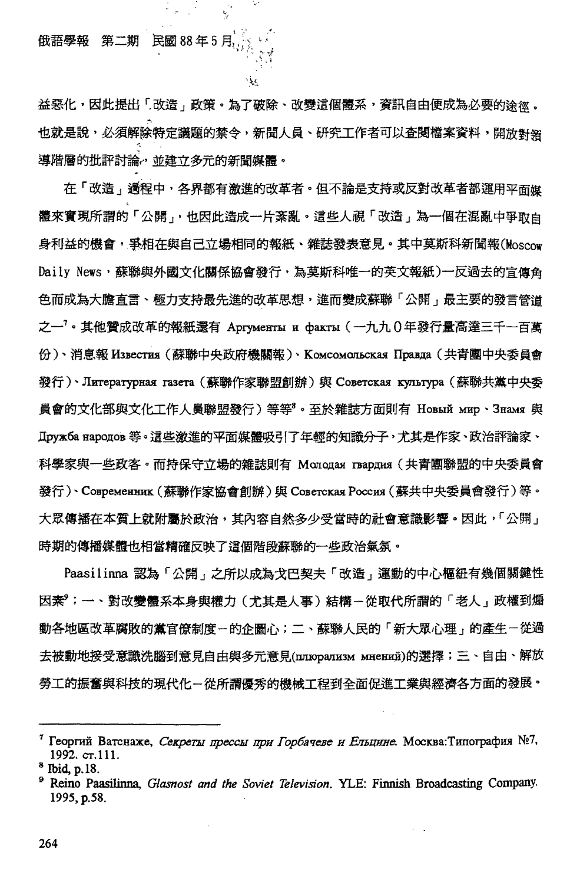益惡化，因此提出「改造」政策。為了破除、改變這個體系，資訊自由便成為必要的途徑。也就是說，必須解除特定議題的禁令，新聞人員、研究工作者可以查閱檔案資料，開放對領導階層的批評討論，並建立多元的新聞媒體。

在「改造」過程中，各界都有激進的改革者。但不論是支持或反對改革者都運用平面媒體來實現所謂的「公開」，也因此造成一片紊亂。這些人視「改造」為一個在混亂中爭取自身利益的機會，爭相在與自己立場相同的報紙、雜誌發表意見。其中莫斯科新聞報(Moscow Daily News，蘇聯與外國文化關係協會發行，為莫斯科唯一的英文報紙)一反過去的宣傳角色而成為大膽直言、極力支持最先進的改革思想，進而變成蘇聯「公開」最主要的發言管道之一[7]。其他贊成改革的報紙還有 Аргументы и факты（一九九０年發行量高達三千一百萬份)、消息報 Известия（蘇聯中央政府機關報）、Комсомольская Правда（共青團中央委員會發行）、Литературная газета（蘇聯作家聯盟創辦）與 Советская культура（蘇聯共黨中央委員會的文化部與文化工作人員聯盟發行）等等[8]。至於雜誌方面則有 Новый мир、Знамя 與 Дружба народов 等。這些激進的平面媒體吸引了年輕的知識分子，尤其是作家、政治評論家、科學家與一些政客。而持保守立場的雜誌則有 Молодая гвардия（共青團聯盟的中央委員會發行）、Современник（蘇聯作家協會創辦）與 Советская Россия（蘇共中央委員會發行）等。大眾傳播在本質上就附屬於政治，其內容自然多少受當時的社會意識影響。因此，「公開」時期的傳播媒體也相當精確反映了這個階段蘇聯的一些政治氣氛。

Paasilinna 認為「公開」之所以成為戈巴契夫「改造」運動的中心樞紐有幾個關鍵性因素[9]；一、對改變體系本身與權力（尤其是人事）結構－從取代所謂的「老人」政權到煽動各地區改革腐敗的黨官僚制度－的企圖心；二、蘇聯人民的「新大眾心理」的產生－從過去被動地接受意識洗腦到意見自由與多元意見(плюрализм мнений)的選擇；三、自由、解放勞工的振奮與科技的現代化－從所謂優秀的機械工程到全面促進工業與經濟各方面的發展。

---

[7] Георгий Ватснаже, *Секреты прессы при Горбачеве и Ельцине*. Москва:Типография №7, 1992. ст.111.

[8] Ibid, p.18.

[9] Reino Paasilinna, *Glasnost and the Soviet Television*. YLE: Finnish Broadcasting Company. 1995, p.58.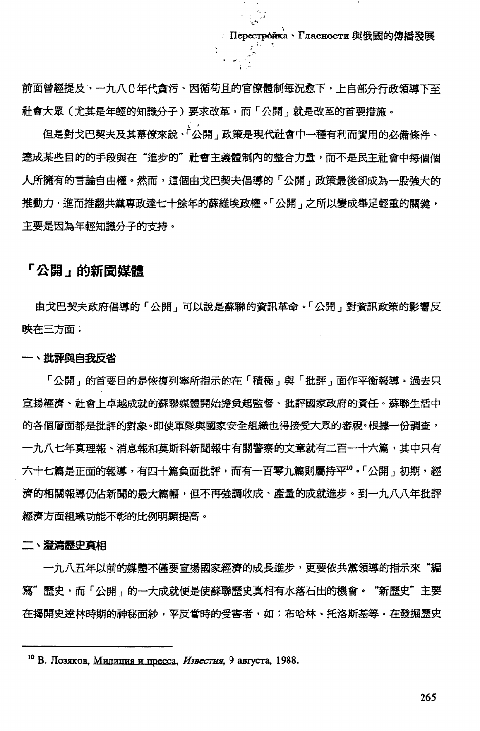前面曾經提及，一九八０年代貪污、因循苟且的官僚體制每況愈下，上自部分行政領導下至社會大眾（尤其是年輕的知識分子）要求改革，而「公開」就是改革的首要措施。

但是對戈巴契夫及其幕僚來說，「公開」政策是現代社會中一種有利而實用的必備條件、達成某些目的的手段與在“進步的”社會主義體制內的整合力量，而不是民主社會中每個個人所擁有的言論自由權。然而，這個由戈巴契夫倡導的「公開」政策最後卻成為一股強大的推動力，進而推翻共黨專政達七十餘年的蘇維埃政權。「公開」之所以變成舉足輕重的關鍵，主要是因為年輕知識分子的支持。

## 「公開」的新聞媒體

由戈巴契夫政府倡導的「公開」可以說是蘇聯的資訊革命。「公開」對資訊政策的影響反映在三方面；

### 一、批評與自我反省

「公開」的首要目的是恢復列寧所指示的在「積極」與「批評」面作平衡報導。過去只宣揚經濟、社會上卓越成就的蘇聯媒體開始擔負起監督、批評國家政府的責任。蘇聯生活中的各個層面都是批評的對象。即使軍隊與國家安全組織也得接受大眾的審視。根據一份調查，一九八七年真理報、消息報和莫斯科新聞報中有關警察的文章就有二百一十六篇，其中只有六十七篇是正面的報導，有四十篇負面批評，而有一百零九篇則屬持平[10]。「公開」初期，經濟的相關報導仍佔新聞的最大篇幅，但不再強調收成、產量的成就進步。到一九八八年批評經濟方面組織功能不彰的比例明顯提高。

### 二、澄清歷史真相

一九八五年以前的媒體不僅要宣揚國家經濟的成長進步，更要依共黨領導的指示來“編寫”歷史，而「公開」的一大成就便是使蘇聯歷史真相有水落石出的機會。“新歷史”主要在揭開史達林時期的神秘面紗，平反當時的受害者，如；布哈林、托洛斯基等。在發掘歷史

---

[10] В. Лозяков, Милиция и пресса, *Известия*, 9 августа, 1988.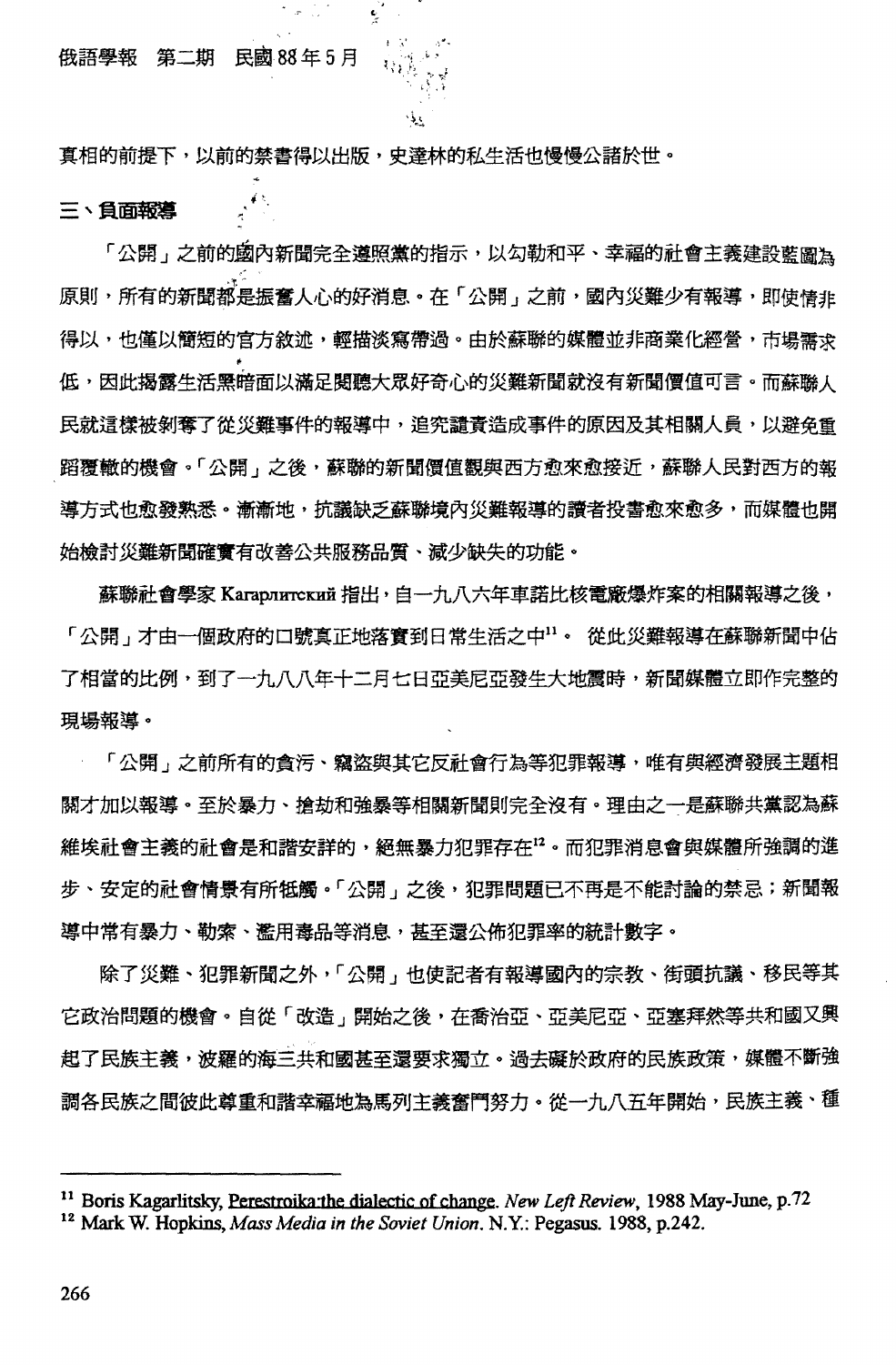真相的前提下，以前的禁書得以出版，史達林的私生活也慢慢公諸於世。

## 三、負面報導

「公開」之前的國內新聞完全遵照黨的指示，以勾勒和平、幸福的社會主義建設藍圖為原則，所有的新聞都是振奮人心的好消息。在「公開」之前，國內災難少有報導，即使情非得以，也僅以簡短的官方敘述，輕描淡寫帶過。由於蘇聯的媒體並非商業化經營，市場需求低，因此揭露生活黑暗面以滿足閱聽大眾好奇心的災難新聞就沒有新聞價值可言。而蘇聯人民就這樣被剝奪了從災難事件的報導中，追究譴責造成事件的原因及其相關人員，以避免重蹈覆轍的機會。「公開」之後，蘇聯的新聞價值觀與西方愈來愈接近，蘇聯人民對西方的報導方式也愈發熟悉。漸漸地，抗議缺乏蘇聯境內災難報導的讀者投書愈來愈多，而媒體也開始檢討災難新聞確實有改善公共服務品質、減少缺失的功能。

蘇聯社會學家 Кагарлитский 指出，自一九八六年車諾比核電廠爆炸案的相關報導之後，「公開」才由一個政府的口號真正地落實到日常生活之中[11]。 從此災難報導在蘇聯新聞中佔了相當的比例，到了一九八八年十二月七日亞美尼亞發生大地震時，新聞媒體立即作完整的現場報導。

「公開」之前所有的貪污、竊盜與其它反社會行為等犯罪報導，唯有與經濟發展主題相關才加以報導。至於暴力、搶劫和強暴等相關新聞則完全沒有。理由之一是蘇聯共黨認為蘇維埃社會主義的社會是和諧安詳的，絕無暴力犯罪存在[12]。而犯罪消息會與媒體所強調的進步、安定的社會情景有所牴觸。「公開」之後，犯罪問題已不再是不能討論的禁忌；新聞報導中常有暴力、勒索、濫用毒品等消息，甚至還公佈犯罪率的統計數字。

除了災難、犯罪新聞之外，「公開」也使記者有報導國內的宗教、街頭抗議、移民等其它政治問題的機會。自從「改造」開始之後，在喬治亞、亞美尼亞、亞塞拜然等共和國又興起了民族主義，波羅的海三共和國甚至還要求獨立。過去礙於政府的民族政策，媒體不斷強調各民族之間彼此尊重和諧幸福地為馬列主義奮鬥努力。從一九八五年開始，民族主義、種

---

[11] Boris Kagarlitsky, Perestroika:the dialectic of change. *New Left Review*, 1988 May-June, p.72

[12] Mark W. Hopkins, *Mass Media in the Soviet Union*. N.Y.: Pegasus. 1988, p.242.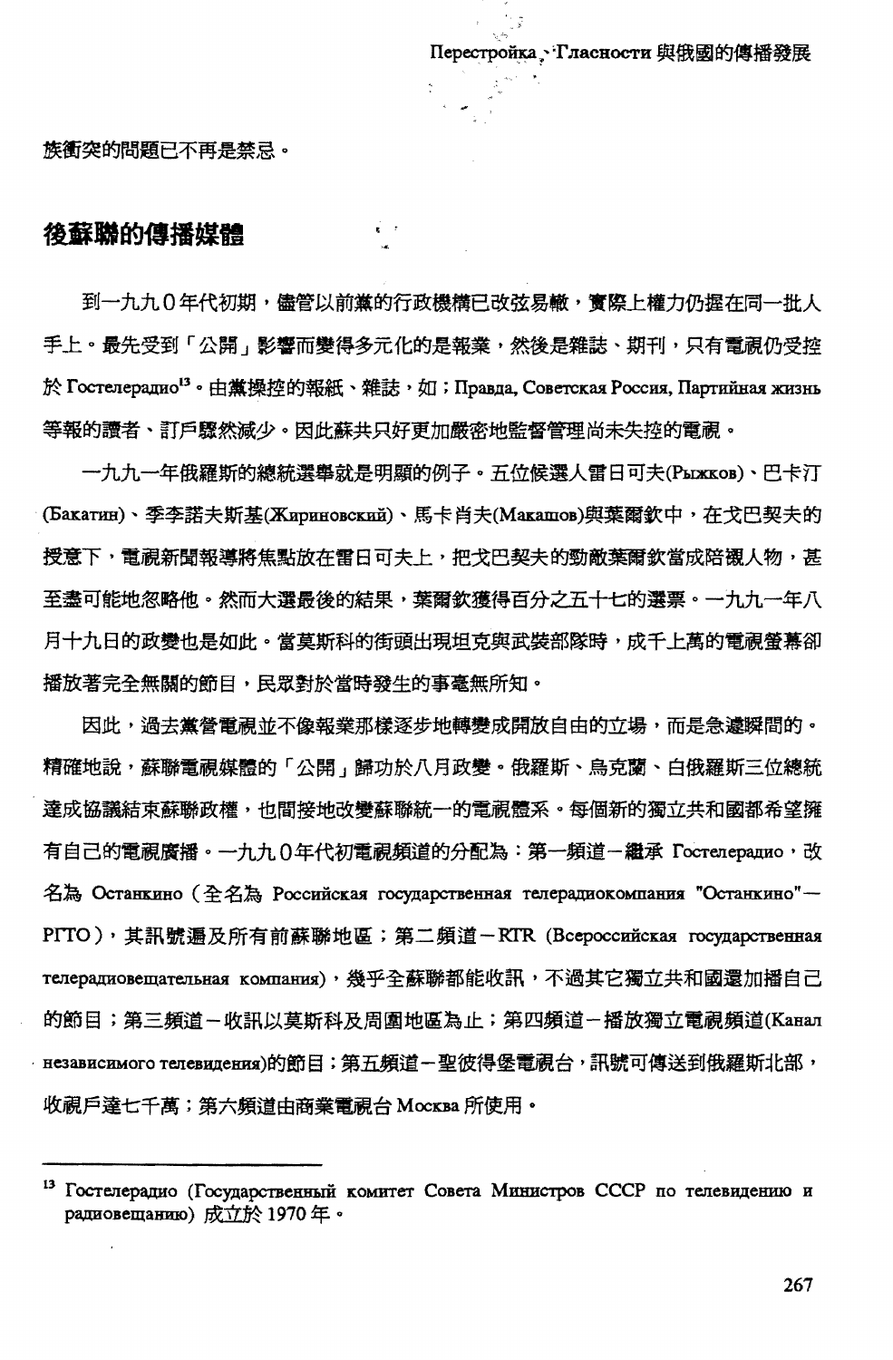族衝突的問題已不再是禁忌。

## 後蘇聯的傳播媒體

到一九九０年代初期，儘管以前黨的行政機構已改弦易轍，實際上權力仍握在同一批人手上。最先受到「公開」影響而變得多元化的是報業，然後是雜誌、期刊，只有電視仍受控於 Гостелерадио[13]。由黨操控的報紙、雜誌，如；Правда, Советская Россия, Партийная жизнь 等報的讀者、訂戶驟然減少。因此蘇共只好更加嚴密地監督管理尚未失控的電視。

一九九一年俄羅斯的總統選舉就是明顯的例子。五位候選人雷日可夫(Рыжков)、巴卡汀(Бакатин)、季李諾夫斯基(Жириновский)、馬卡肖夫(Макашов)與葉爾欽中，在戈巴契夫的授意下，電視新聞報導將焦點放在雷日可夫上，把戈巴契夫的勁敵葉爾欽當成陪襯人物，甚至盡可能地忽略他。然而大選最後的結果，葉爾欽獲得百分之五十七的選票。一九九一年八月十九日的政變也是如此。當莫斯科的街頭出現坦克與武裝部隊時，成千上萬的電視螢幕卻播放著完全無關的節目，民眾對於當時發生的事毫無所知。

因此，過去黨營電視並不像報業那樣逐步地轉變成開放自由的立場，而是急遽瞬間的。精確地說，蘇聯電視媒體的「公開」歸功於八月政變。俄羅斯、烏克蘭、白俄羅斯三位總統達成協議結束蘇聯政權，也間接地改變蘇聯統一的電視體系。每個新的獨立共和國都希望擁有自己的電視廣播。一九九０年代初電視頻道的分配為：第一頻道－繼承 Гостелерадио，改名為 Останкино（全名為 Российская государственная телерадиокомпания "Останкино"－РГТО），其訊號遍及所有前蘇聯地區；第二頻道－RTR (Всероссийская государственная телерадиовещательная компания)，幾乎全蘇聯都能收訊，不過其它獨立共和國還加播自己的節目；第三頻道－收訊以莫斯科及周圍地區為止；第四頻道－播放獨立電視頻道(Канал независимого телевидения)的節目；第五頻道－聖彼得堡電視台，訊號可傳送到俄羅斯北部，收視戶達七千萬；第六頻道由商業電視台 Москва 所使用。

---

[13] Гостелерадио (Государственный комитет Совета Министров СССР по телевидению и радиовещанию) 成立於 1970 年。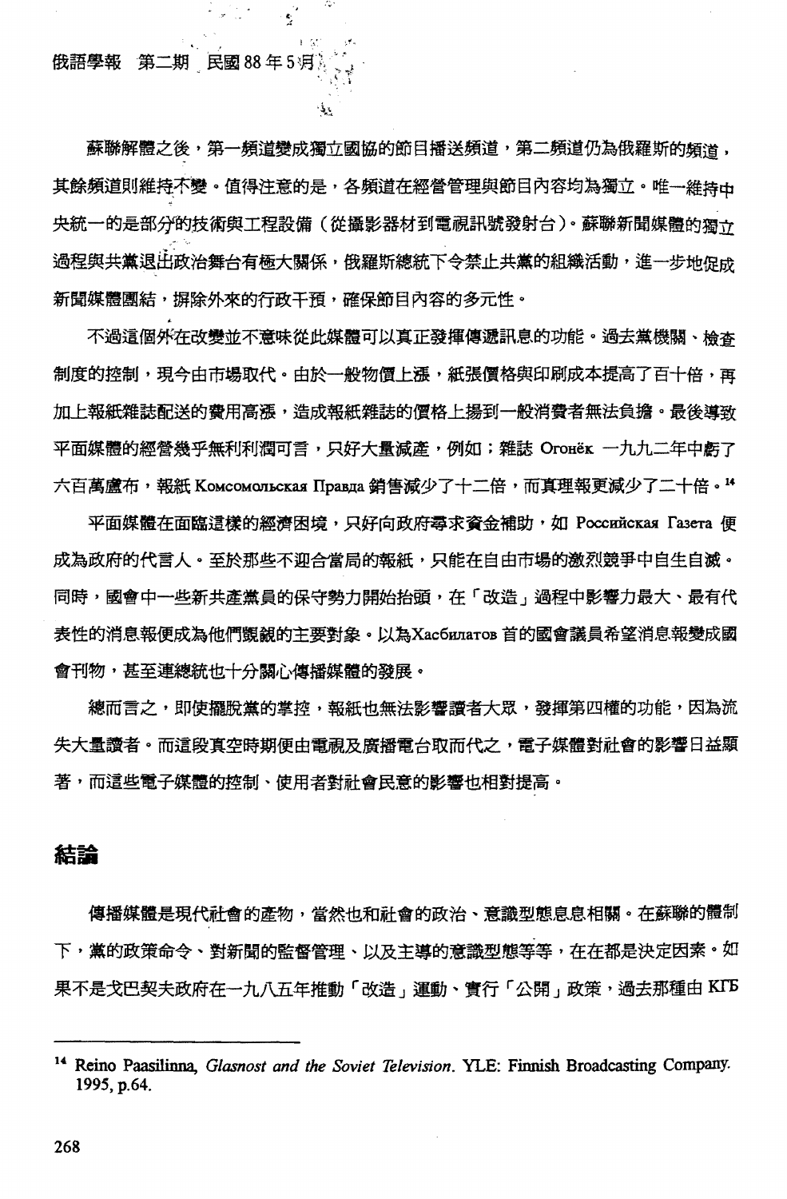蘇聯解體之後，第一頻道變成獨立國協的節目播送頻道，第二頻道仍為俄羅斯的頻道，其餘頻道則維持不變。值得注意的是，各頻道在經營管理與節目內容均為獨立。唯一維持中央統一的是部分的技術與工程設備（從攝影器材到電視訊號發射台）。蘇聯新聞媒體的獨立過程與共黨退出政治舞台有極大關係，俄羅斯總統下令禁止共黨的組織活動，進一步地促成新聞媒體團結，摒除外來的行政干預，確保節目內容的多元性。

不過這個外在改變並不意味從此媒體可以真正發揮傳遞訊息的功能。過去黨機關、檢查制度的控制，現今由市場取代。由於一般物價上漲，紙張價格與印刷成本提高了百十倍，再加上報紙雜誌配送的費用高漲，造成報紙雜誌的價格上揚到一般消費者無法負擔。最後導致平面媒體的經營幾乎無利利潤可言，只好大量減產，例如；雜誌 Огонёк 一九九二年中虧了六百萬盧布，報紙 Комсомольская Правда 銷售減少了十二倍，而真理報更減少了二十倍。[14]

平面媒體在面臨這樣的經濟困境，只好向政府尋求資金補助，如 Российская Газета 便成為政府的代言人。至於那些不迎合當局的報紙，只能在自由市場的激烈競爭中自生自滅。同時，國會中一些新共產黨員的保守勢力開始抬頭，在「改造」過程中影響力最大、最有代表性的消息報便成為他們覬覦的主要對象。以為Хасбилатов 首的國會議員希望消息報變成國會刊物，甚至連總統也十分關心傳播媒體的發展。

總而言之，即使擺脫黨的掌控，報紙也無法影響讀者大眾，發揮第四權的功能，因為流失大量讀者。而這段真空時期便由電視及廣播電台取而代之，電子媒體對社會的影響日益顯著，而這些電子媒體的控制、使用者對社會民意的影響也相對提高。

## 結論

傳播媒體是現代社會的產物，當然也和社會的政治、意識型態息息相關。在蘇聯的體制下，黨的政策命令、對新聞的監督管理、以及主導的意識型態等等，在在都是決定因素。如果不是戈巴契夫政府在一九八五年推動「改造」運動、實行「公開」政策，過去那種由 КГБ

---

[14] Reino Paasilinna, *Glasnost and the Soviet Television*. YLE: Finnish Broadcasting Company. 1995, p.64.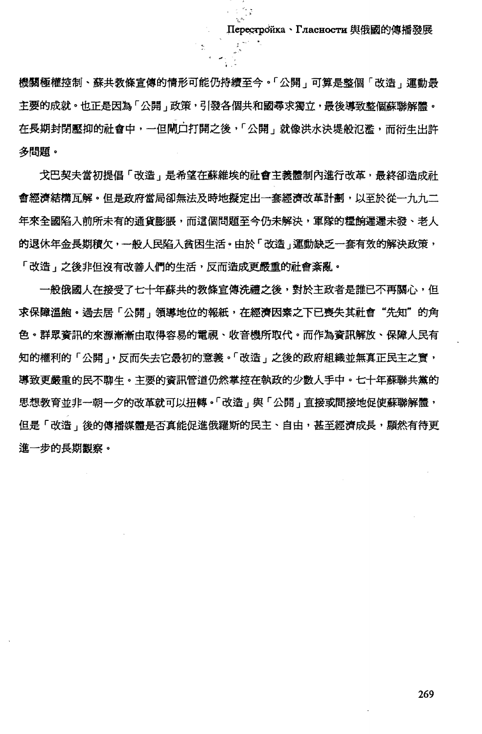機關極權控制、蘇共教條宣傳的情形可能仍持續至今。「公開」可算是整個「改造」運動最主要的成就。也正是因為「公開」政策，引發各個共和國尋求獨立，最後導致整個蘇聯解體。在長期封閉壓抑的社會中，一但閘口打開之後，「公開」就像洪水決堤般氾濫，而衍生出許多問題。

戈巴契夫當初提倡「改造」是希望在蘇維埃的社會主義體制內進行改革，最終卻造成社會經濟結構瓦解。但是政府當局卻無法及時地擬定出一套經濟改革計劃，以至於從一九九二年來全國陷入前所未有的通貨膨脹，而這個問題至今仍未解決，軍隊的糧餉遲遲未發、老人的退休年金長期積欠，一般人民陷入貧困生活。由於「改造」運動缺乏一套有效的解決政策，「改造」之後非但沒有改善人們的生活，反而造成更嚴重的社會紊亂。

一般俄國人在接受了七十年蘇共的教條宣傳洗禮之後，對於主政者是誰已不再關心，但求保障溫飽。過去居「公開」領導地位的報紙，在經濟因素之下已喪失其社會“先知”的角色。群眾資訊的來源漸漸由取得容易的電視、收音機所取代。而作為資訊解放、保障人民有知的權利的「公開」，反而失去它最初的意義。「改造」之後的政府組織並無真正民主之實，導致更嚴重的民不聊生。主要的資訊管道仍然掌控在執政的少數人手中。七十年蘇聯共黨的思想教育並非一朝一夕的改革就可以扭轉。「改造」與「公開」直接或間接地促使蘇聯解體，但是「改造」後的傳播媒體是否真能促進俄羅斯的民主、自由，甚至經濟成長，顯然有待更進一步的長期觀察。